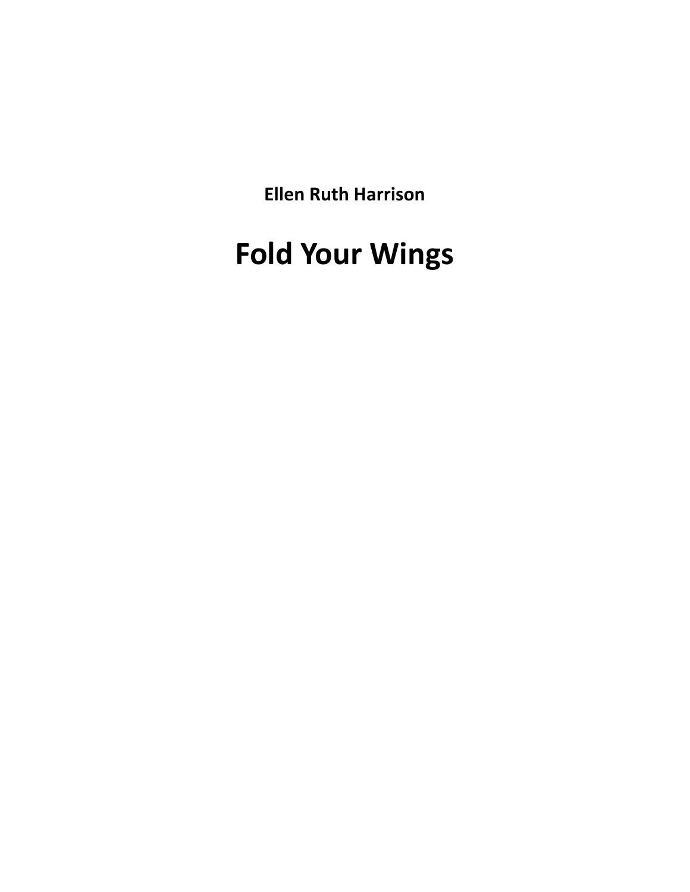**Ellen Ruth Harrison**

# Fold Your Wings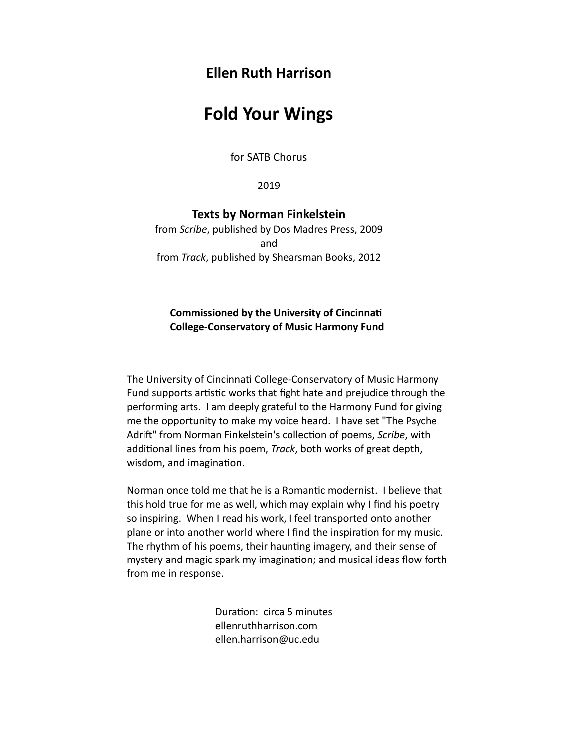**Ellen Ruth Harrison**

# Fold Your Wings

for SATB Chorus

2019

**Texts by Norman Finkelstein**

from *Scribe*, published by Dos Madres Press, 2009

and

from *Track*, published by Shearsman Books, 2012

**Commissioned by the University of Cincinnati College-Conservatory of Music Harmony Fund**

The University of Cincinnati College-Conservatory of Music Harmony Fund supports artistic works that fight hate and prejudice through the performing arts. I am deeply grateful to the Harmony Fund for giving me the opportunity to make my voice heard. I have set "The Psyche Adrift" from Norman Finkelstein's collection of poems, *Scribe*, with additional lines from his poem, *Track*, both works of great depth, wisdom, and imagination.

Norman once told me that he is a Romantic modernist. I believe that this hold true for me as well, which may explain why I find his poetry so inspiring. When I read his work, I feel transported onto another plane or into another world where I find the inspiration for my music. The rhythm of his poems, their haunting imagery, and their sense of mystery and magic spark my imagination; and musical ideas flow forth from me in response.

Duration: circa 5 minutes
ellenruthharrison.com
ellen.harrison@uc.edu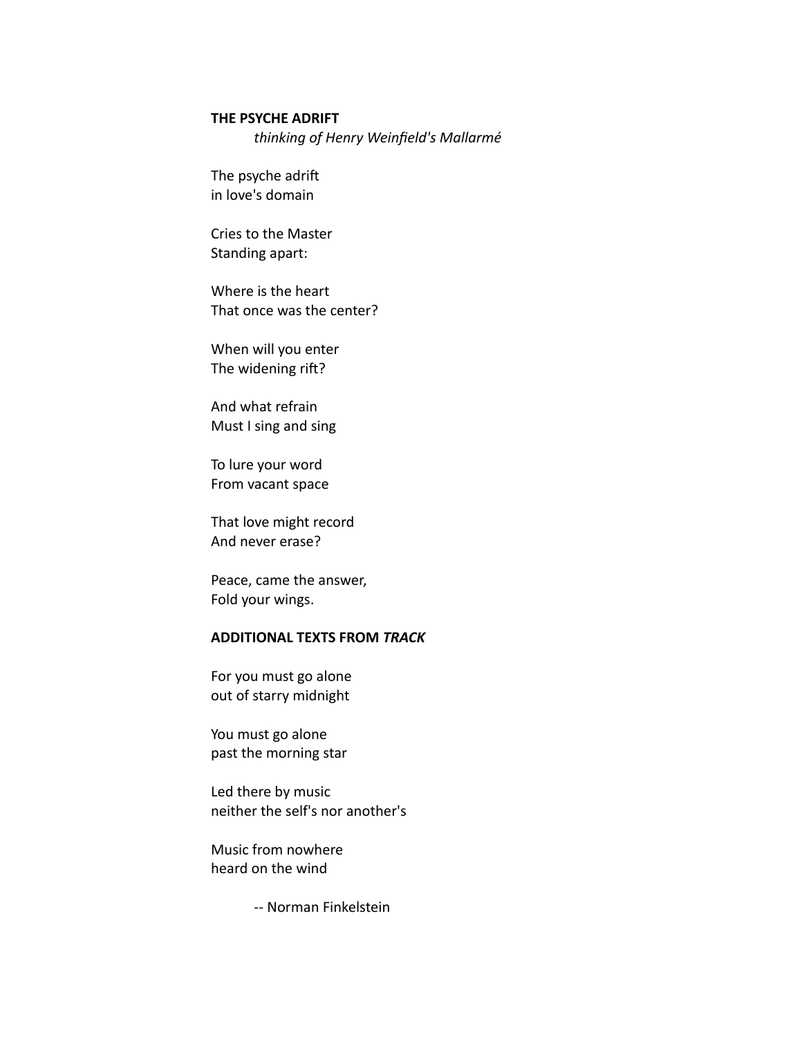**THE PSYCHE ADRIFT**

*thinking of Henry Weinfield's Mallarmé*

The psyche adrift
in love's domain

Cries to the Master
Standing apart:

Where is the heart
That once was the center?

When will you enter
The widening rift?

And what refrain
Must I sing and sing

To lure your word
From vacant space

That love might record
And never erase?

Peace, came the answer,
Fold your wings.

**ADDITIONAL TEXTS FROM *TRACK***

For you must go alone
out of starry midnight

You must go alone
past the morning star

Led there by music
neither the self's nor another's

Music from nowhere
heard on the wind

-- Norman Finkelstein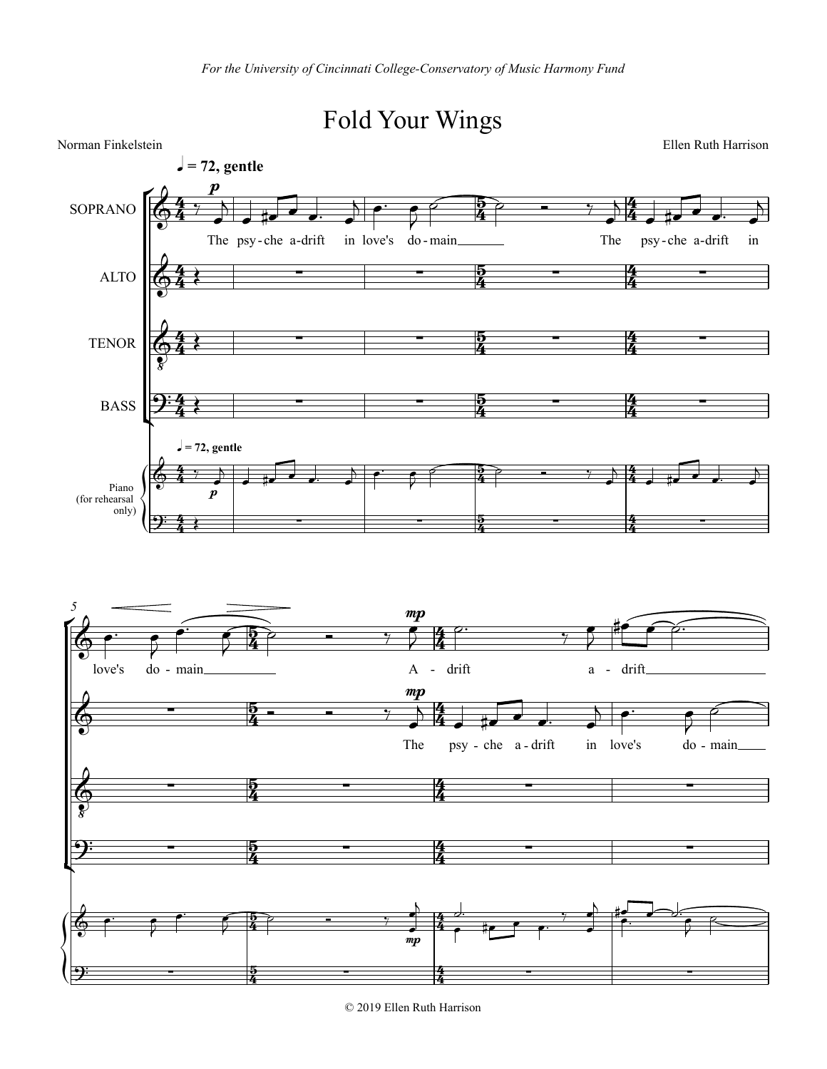*For the University of Cincinnati College-Conservatory of Music Harmony Fund*

# Fold Your Wings

Norman Finkelstein

Ellen Ruth Harrison

♩ = 72, gentle

SOPRANO: The psy-che a-drift in love's do-main The psy-che a-drift in love's do-main A-drift a-drift

ALTO: The psy-che a-drift in love's do-main

TENOR

BASS

Piano (for rehearsal only)

© 2019 Ellen Ruth Harrison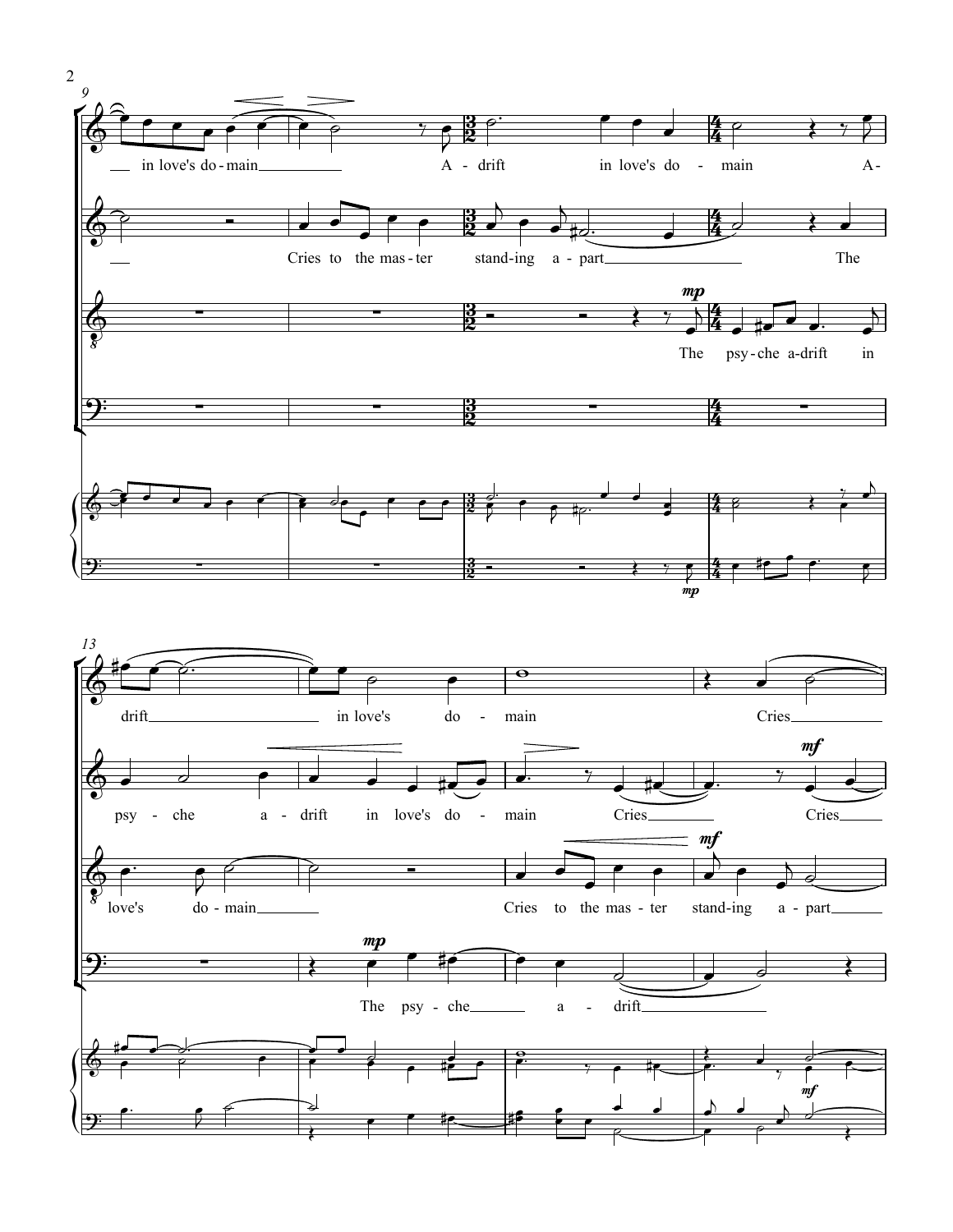in love's do-main A-drift in love's do-main A-

Cries to the mas-ter stand-ing a-part The

*mp*

The psy-che a-drift in

*mp*

drift in love's do-main Cries

psy-che a-drift in love's do-main Cries Cries

*mf*

love's do-main Cries to the mas-ter stand-ing a-part

*mf*

*mp*

The psy-che a-drift

*mf*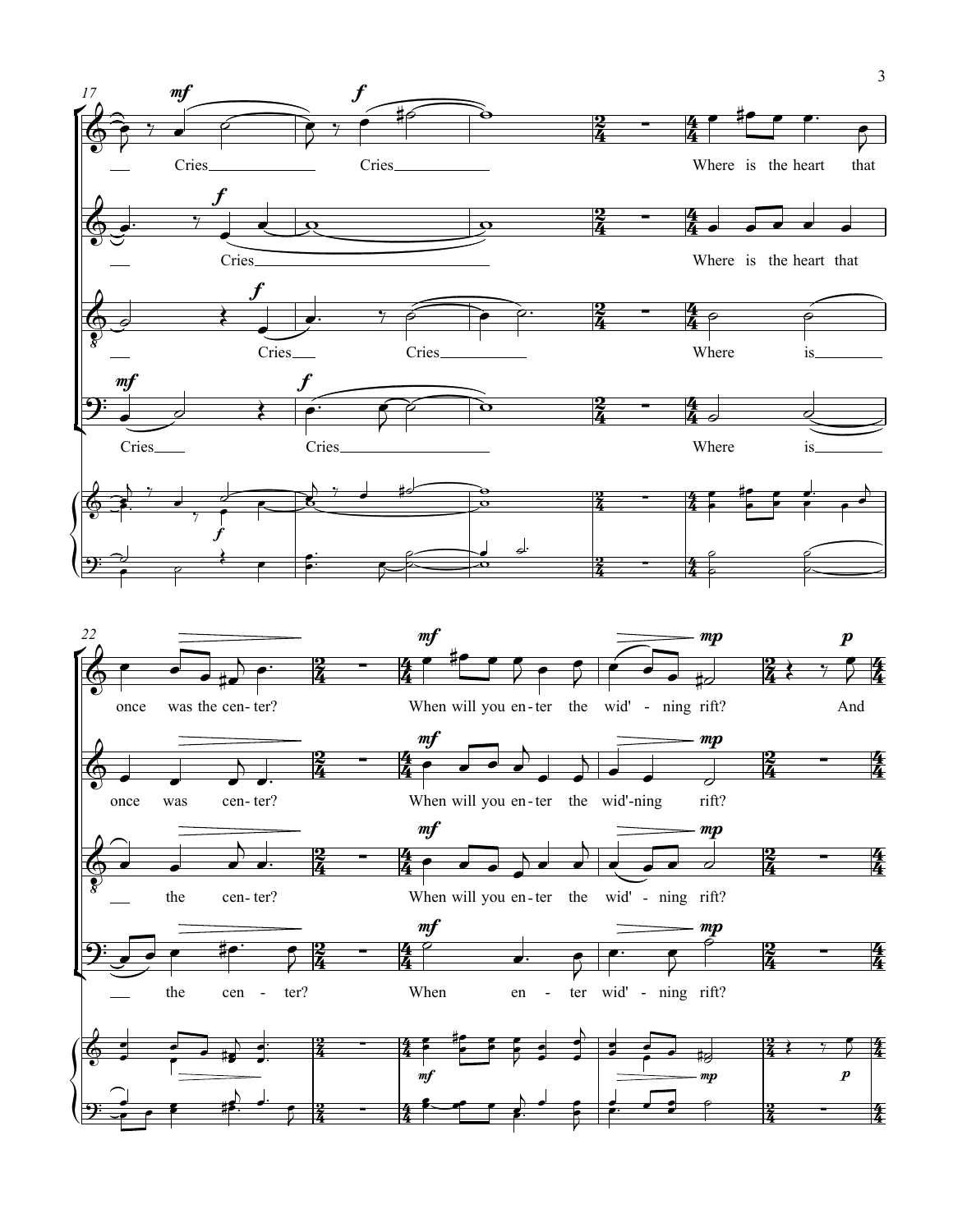Cries Cries

Where is the heart that once was the center?

When will you enter the wid'-ning rift?

And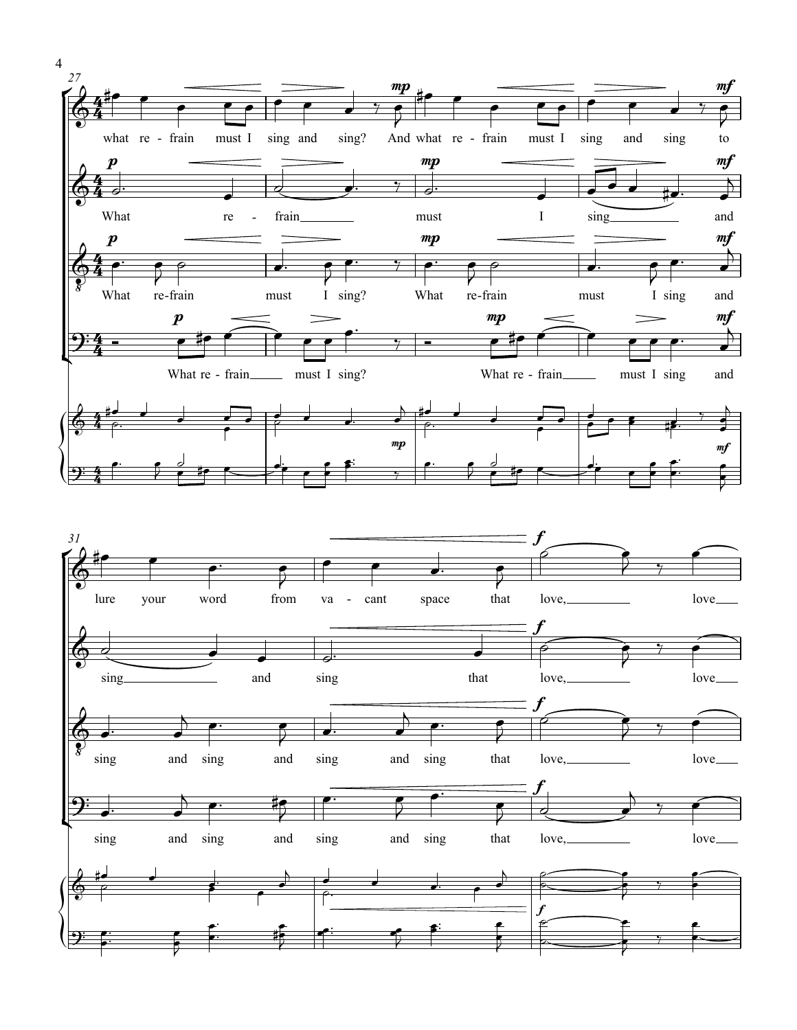27

what re - frain must I sing and sing? And what re - frain must I sing and sing to

What re - frain must I sing and

What re-frain must I sing? What re-frain must I sing and

What re - frain must I sing? What re - frain must I sing and

31

lure your word from va - cant space that love, love

sing and sing that love, love

sing and sing and sing and sing that love, love

sing and sing and sing and sing that love, love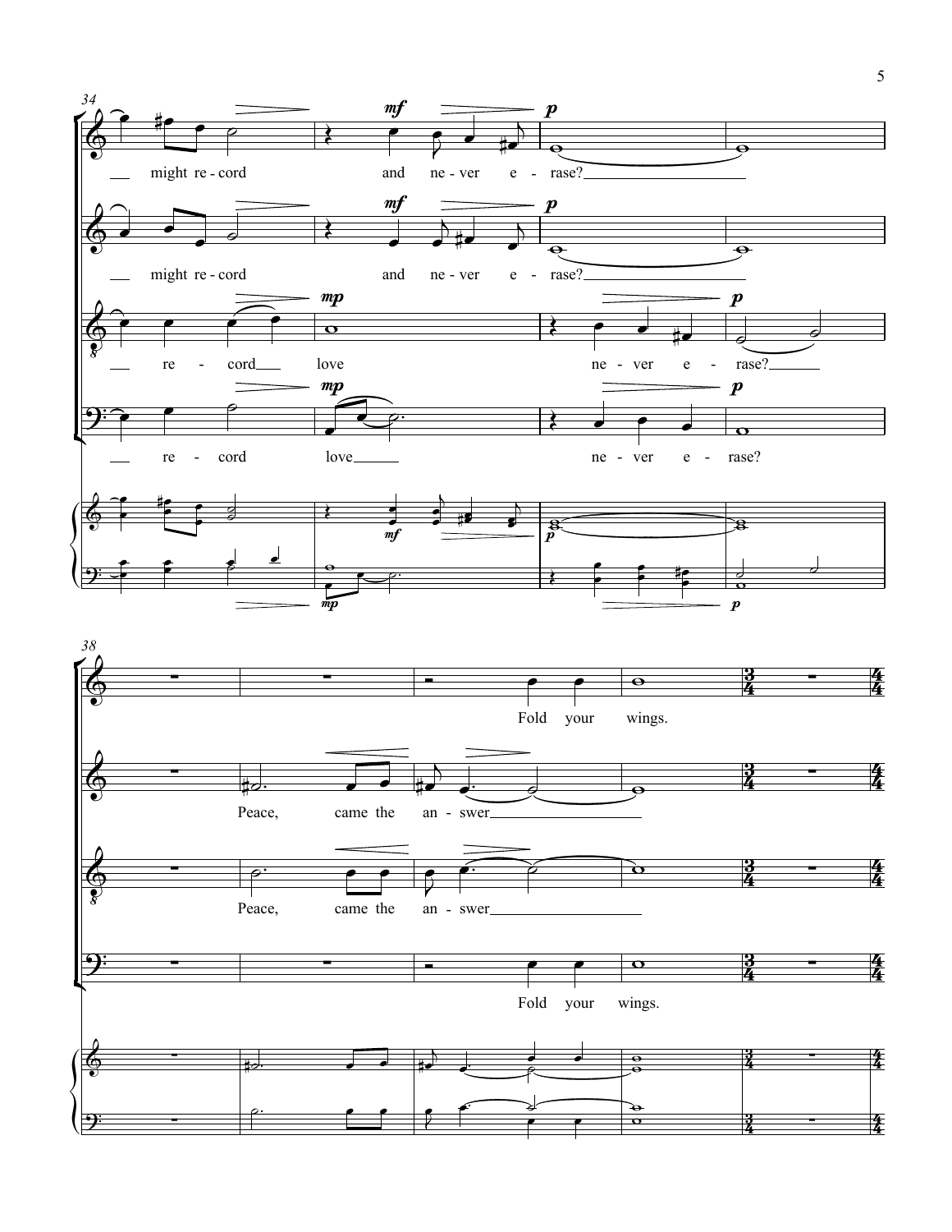34

might re - cord and ne - ver e - rase?

might re - cord and ne - ver e - rase?

re - cord love ne - ver e - rase?

re - cord love ne - ver e - rase?

38

Fold your wings.

Peace, came the an - swer

Peace, came the an - swer

Fold your wings.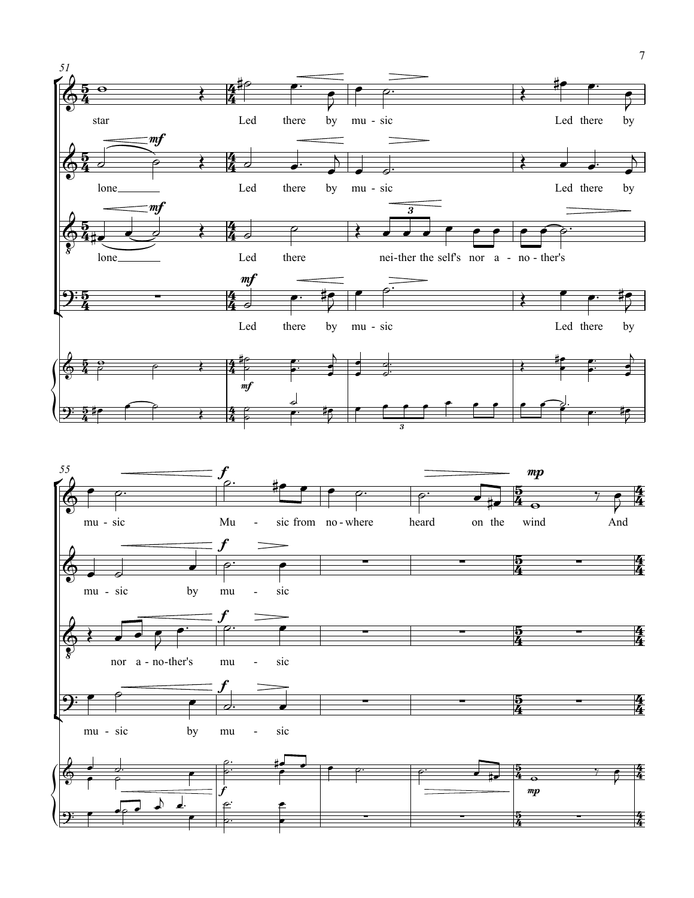51

star Led there by mu - sic Led there by

lone Led there by mu - sic Led there by

lone Led there nei-ther the self's nor a - no - ther's

Led there by mu - sic Led there by

55

mu - sic Mu - sic from no - where heard on the wind And

mu - sic by mu - sic

nor a - no-ther's mu - sic

mu - sic by mu - sic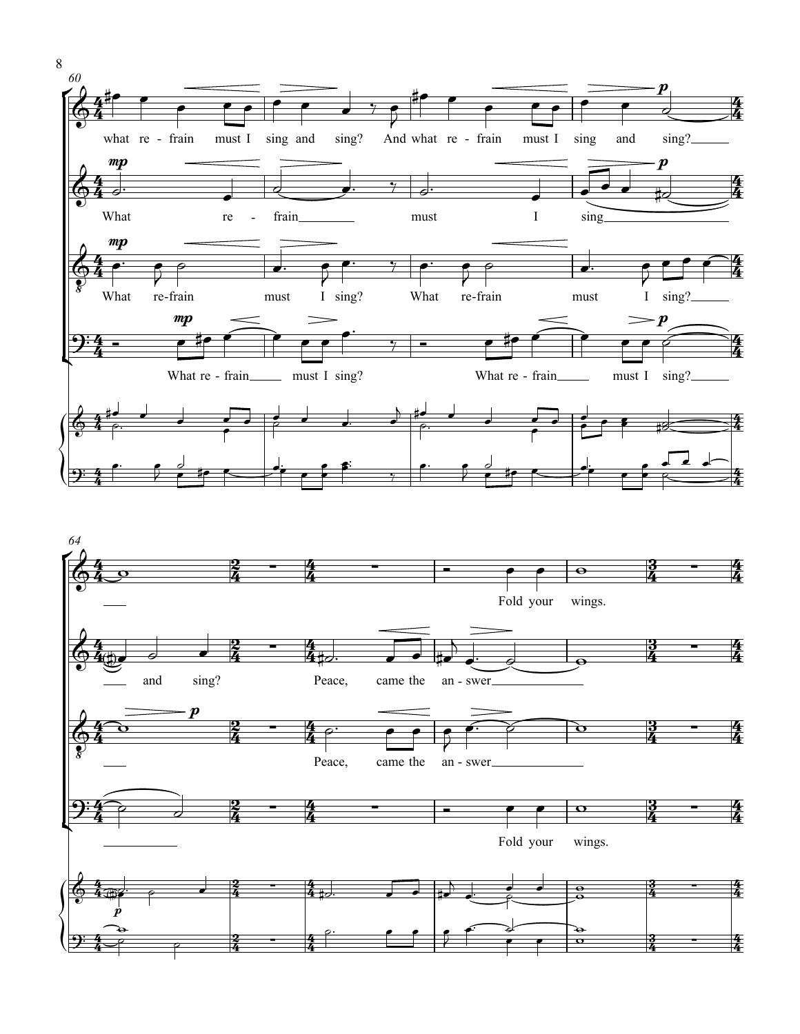what re - frain must I sing and sing? And what re - frain must I sing and sing?

What re - frain must I sing

What re-frain must I sing? What re-frain must I sing?

What re - frain must I sing? What re - frain must I sing?

Fold your wings.

and sing? Peace, came the an - swer

Peace, came the an - swer

Fold your wings.